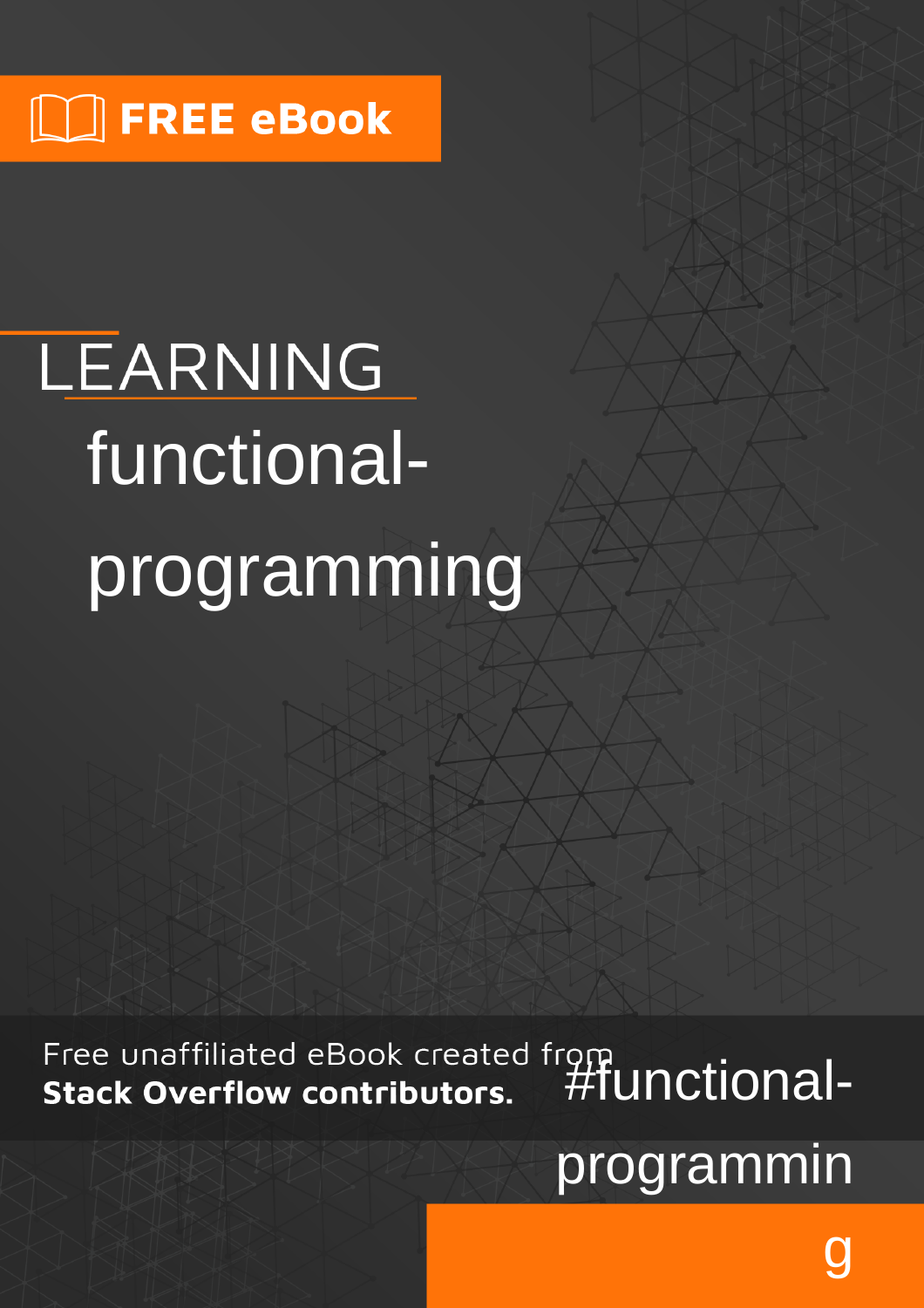FREE eBook

# LEARNING functional-programming

Free unaffiliated eBook created from **Stack Overflow contributors.**

#functional-programming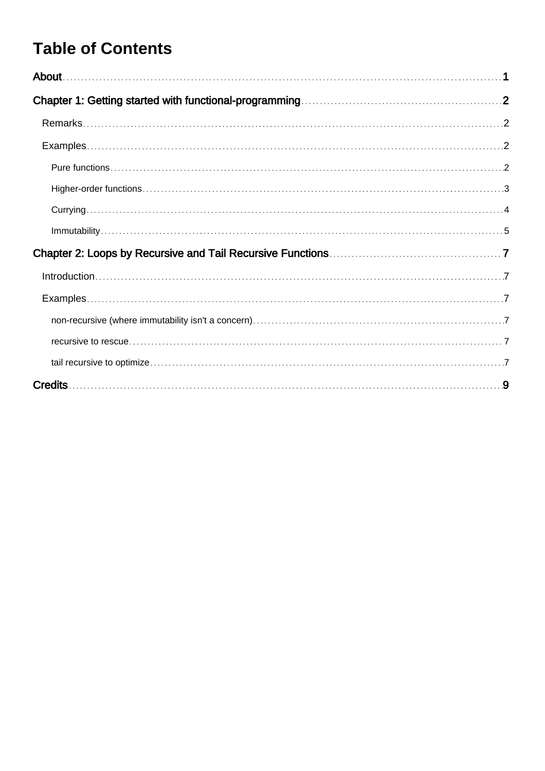# Table of Contents

About 1

Chapter 1: Getting started with functional-programming 2

- Remarks 2
- Examples 2
  - Pure functions 2
  - Higher-order functions 3
  - Currying 4
  - Immutability 5

Chapter 2: Loops by Recursive and Tail Recursive Functions 7

- Introduction 7
- Examples 7
  - non-recursive (where immutability isn't a concern) 7
  - recursive to rescue 7
  - tail recursive to optimize 7

Credits 9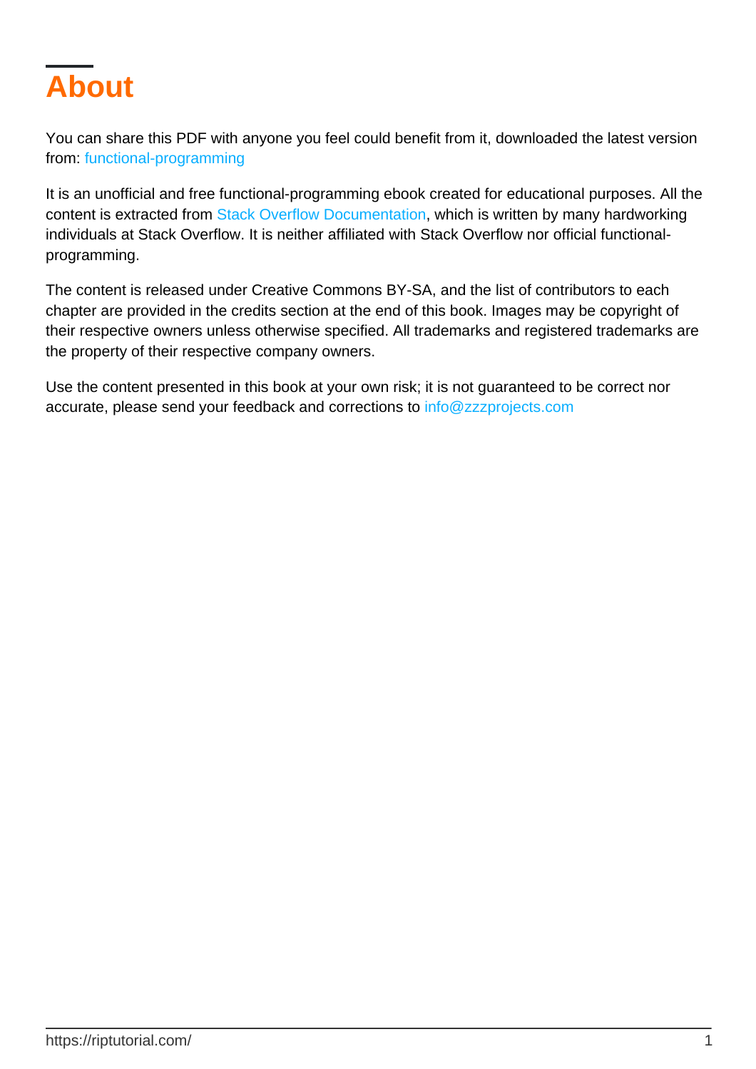# About

You can share this PDF with anyone you feel could benefit from it, downloaded the latest version from: functional-programming

It is an unofficial and free functional-programming ebook created for educational purposes. All the content is extracted from Stack Overflow Documentation, which is written by many hardworking individuals at Stack Overflow. It is neither affiliated with Stack Overflow nor official functional-programming.

The content is released under Creative Commons BY-SA, and the list of contributors to each chapter are provided in the credits section at the end of this book. Images may be copyright of their respective owners unless otherwise specified. All trademarks and registered trademarks are the property of their respective company owners.

Use the content presented in this book at your own risk; it is not guaranteed to be correct nor accurate, please send your feedback and corrections to info@zzzprojects.com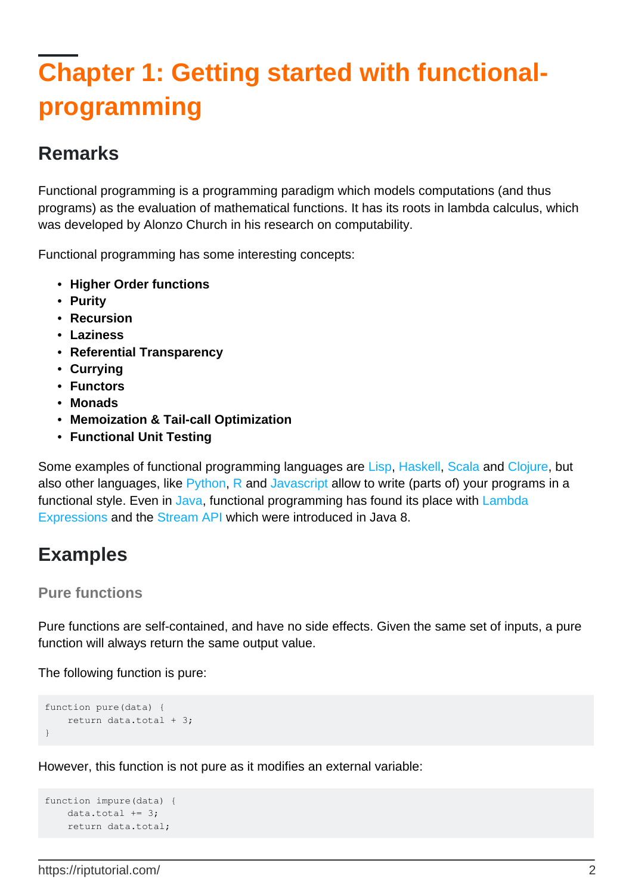# Chapter 1: Getting started with functional-programming

## Remarks

Functional programming is a programming paradigm which models computations (and thus programs) as the evaluation of mathematical functions. It has its roots in lambda calculus, which was developed by Alonzo Church in his research on computability.

Functional programming has some interesting concepts:

- **Higher Order functions**
- **Purity**
- **Recursion**
- **Laziness**
- **Referential Transparency**
- **Currying**
- **Functors**
- **Monads**
- **Memoization & Tail-call Optimization**
- **Functional Unit Testing**

Some examples of functional programming languages are Lisp, Haskell, Scala and Clojure, but also other languages, like Python, R and Javascript allow to write (parts of) your programs in a functional style. Even in Java, functional programming has found its place with Lambda Expressions and the Stream API which were introduced in Java 8.

## Examples

### Pure functions

Pure functions are self-contained, and have no side effects. Given the same set of inputs, a pure function will always return the same output value.

The following function is pure:

```
function pure(data) {
    return data.total + 3;
}
```

However, this function is not pure as it modifies an external variable:

```
function impure(data) {
    data.total += 3;
    return data.total;
```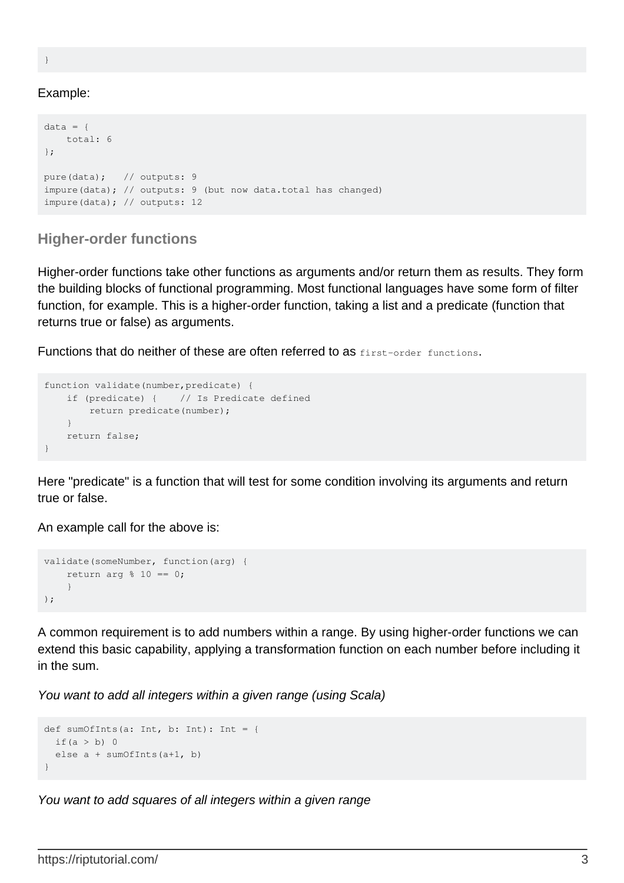```
}
```

Example:

```
data = {
    total: 6
};

pure(data);   // outputs: 9
impure(data); // outputs: 9 (but now data.total has changed)
impure(data); // outputs: 12
```

### Higher-order functions

Higher-order functions take other functions as arguments and/or return them as results. They form the building blocks of functional programming. Most functional languages have some form of filter function, for example. This is a higher-order function, taking a list and a predicate (function that returns true or false) as arguments.

Functions that do neither of these are often referred to as `first-order functions`.

```
function validate(number,predicate) {
    if (predicate) {    // Is Predicate defined
        return predicate(number);
    }
    return false;
}
```

Here "predicate" is a function that will test for some condition involving its arguments and return true or false.

An example call for the above is:

```
validate(someNumber, function(arg) {
    return arg % 10 == 0;
    }
);
```

A common requirement is to add numbers within a range. By using higher-order functions we can extend this basic capability, applying a transformation function on each number before including it in the sum.

*You want to add all integers within a given range (using Scala)*

```
def sumOfInts(a: Int, b: Int): Int = {
  if(a > b) 0
  else a + sumOfInts(a+1, b)
}
```

*You want to add squares of all integers within a given range*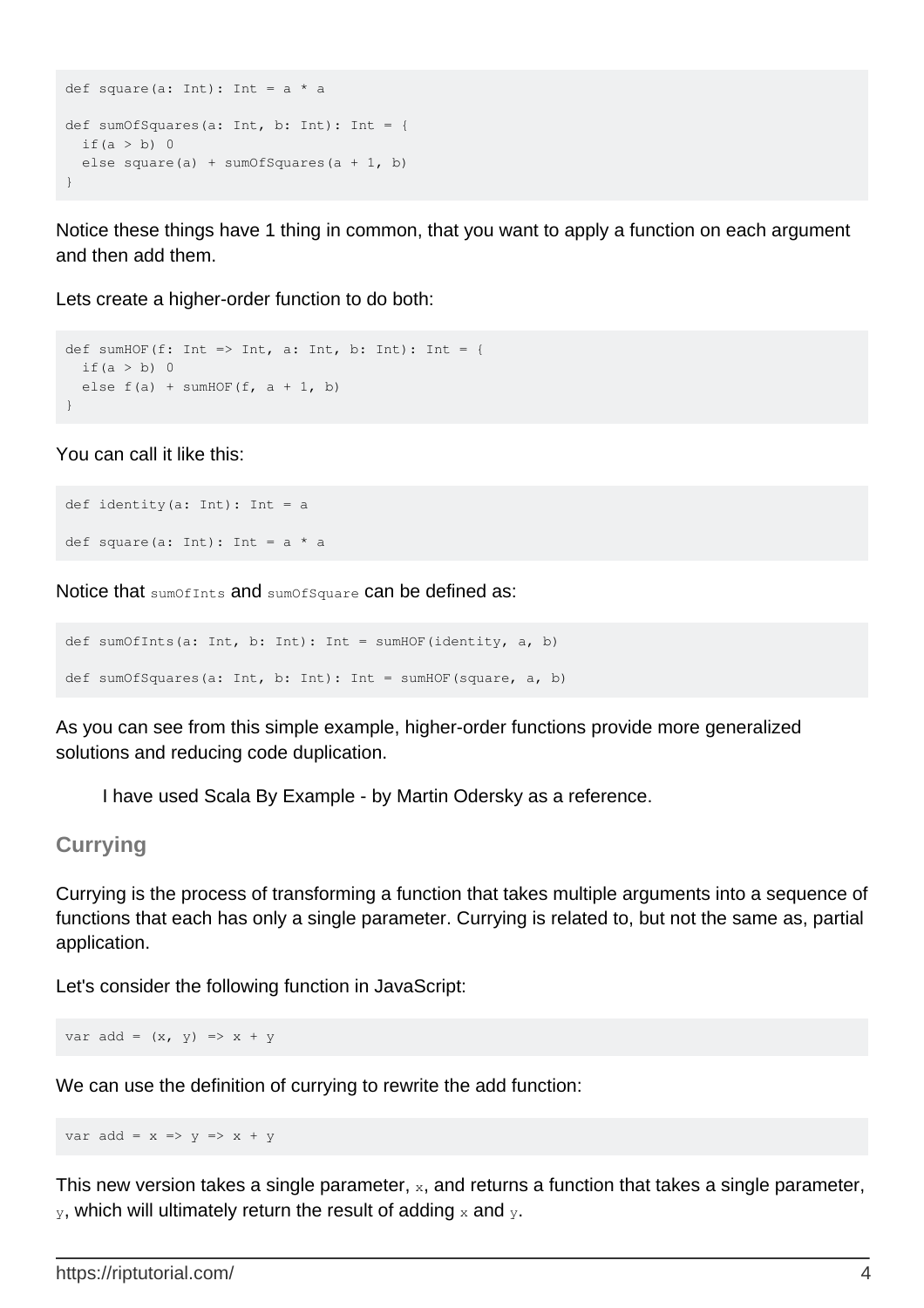```
def square(a: Int): Int = a * a

def sumOfSquares(a: Int, b: Int): Int = {
  if(a > b) 0
  else square(a) + sumOfSquares(a + 1, b)
}
```

Notice these things have 1 thing in common, that you want to apply a function on each argument and then add them.

Lets create a higher-order function to do both:

```
def sumHOF(f: Int => Int, a: Int, b: Int): Int = {
  if(a > b) 0
  else f(a) + sumHOF(f, a + 1, b)
}
```

You can call it like this:

```
def identity(a: Int): Int = a

def square(a: Int): Int = a * a
```

Notice that `sumOfInts` and `sumOfSquare` can be defined as:

```
def sumOfInts(a: Int, b: Int): Int = sumHOF(identity, a, b)

def sumOfSquares(a: Int, b: Int): Int = sumHOF(square, a, b)
```

As you can see from this simple example, higher-order functions provide more generalized solutions and reducing code duplication.

> I have used Scala By Example - by Martin Odersky as a reference.

## Currying

Currying is the process of transforming a function that takes multiple arguments into a sequence of functions that each has only a single parameter. Currying is related to, but not the same as, partial application.

Let's consider the following function in JavaScript:

```
var add = (x, y) => x + y
```

We can use the definition of currying to rewrite the add function:

```
var add = x => y => x + y
```

This new version takes a single parameter, `x`, and returns a function that takes a single parameter, `y`, which will ultimately return the result of adding `x` and `y`.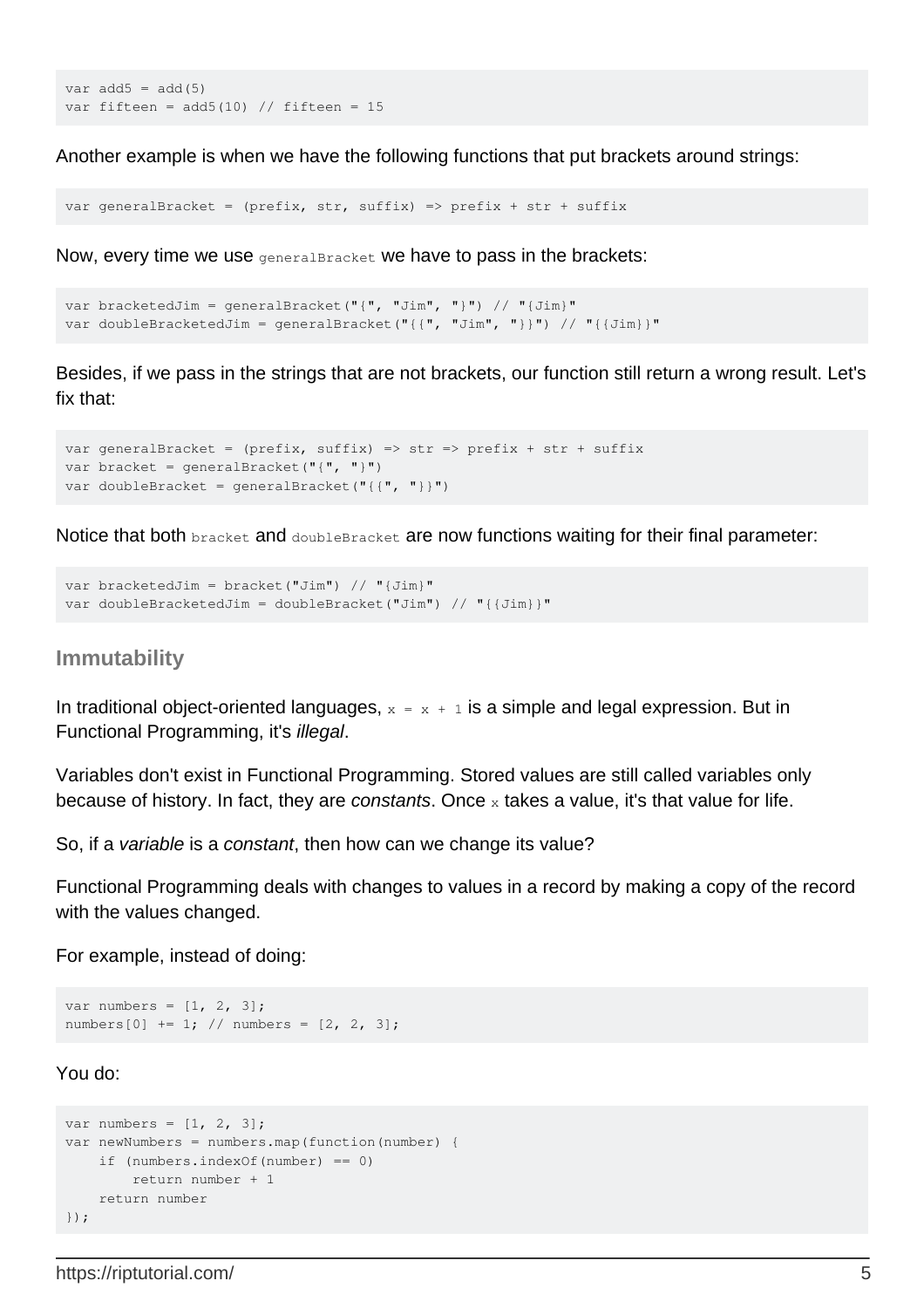```
var add5 = add(5)
var fifteen = add5(10) // fifteen = 15
```

Another example is when we have the following functions that put brackets around strings:

```
var generalBracket = (prefix, str, suffix) => prefix + str + suffix
```

Now, every time we use `generalBracket` we have to pass in the brackets:

```
var bracketedJim = generalBracket("{", "Jim", "}") // "{Jim}"
var doubleBracketedJim = generalBracket("{{", "Jim", "}}") // "{{Jim}}"
```

Besides, if we pass in the strings that are not brackets, our function still return a wrong result. Let's fix that:

```
var generalBracket = (prefix, suffix) => str => prefix + str + suffix
var bracket = generalBracket("{", "}")
var doubleBracket = generalBracket("{{", "}}")
```

Notice that both `bracket` and `doubleBracket` are now functions waiting for their final parameter:

```
var bracketedJim = bracket("Jim") // "{Jim}"
var doubleBracketedJim = doubleBracket("Jim") // "{{Jim}}"
```

## Immutability

In traditional object-oriented languages, `x = x + 1` is a simple and legal expression. But in Functional Programming, it's *illegal*.

Variables don't exist in Functional Programming. Stored values are still called variables only because of history. In fact, they are *constants*. Once `x` takes a value, it's that value for life.

So, if a *variable* is a *constant*, then how can we change its value?

Functional Programming deals with changes to values in a record by making a copy of the record with the values changed.

For example, instead of doing:

```
var numbers = [1, 2, 3];
numbers[0] += 1; // numbers = [2, 2, 3];
```

You do:

```
var numbers = [1, 2, 3];
var newNumbers = numbers.map(function(number) {
    if (numbers.indexOf(number) == 0)
        return number + 1
    return number
});
```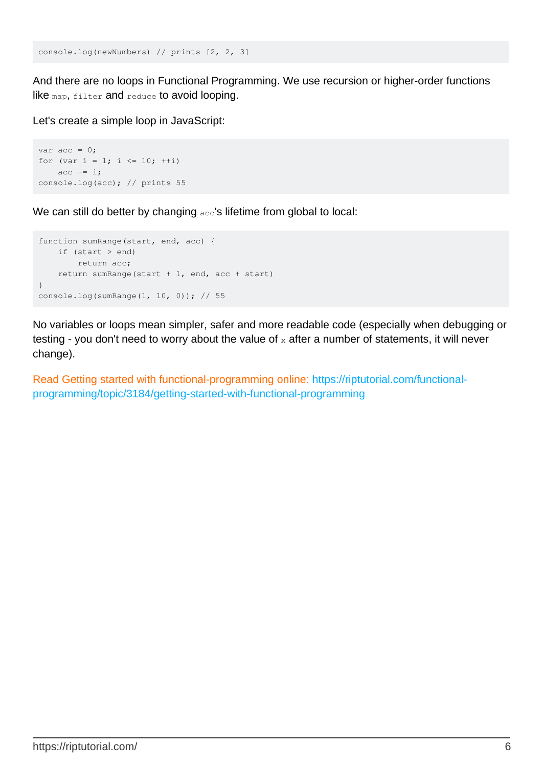```
console.log(newNumbers) // prints [2, 2, 3]
```

And there are no loops in Functional Programming. We use recursion or higher-order functions like `map`, `filter` and `reduce` to avoid looping.

Let's create a simple loop in JavaScript:

```
var acc = 0;
for (var i = 1; i <= 10; ++i)
    acc += i;
console.log(acc); // prints 55
```

We can still do better by changing `acc`'s lifetime from global to local:

```
function sumRange(start, end, acc) {
    if (start > end)
        return acc;
    return sumRange(start + 1, end, acc + start)
}
console.log(sumRange(1, 10, 0)); // 55
```

No variables or loops mean simpler, safer and more readable code (especially when debugging or testing - you don't need to worry about the value of `x` after a number of statements, it will never change).

Read Getting started with functional-programming online: https://riptutorial.com/functional-programming/topic/3184/getting-started-with-functional-programming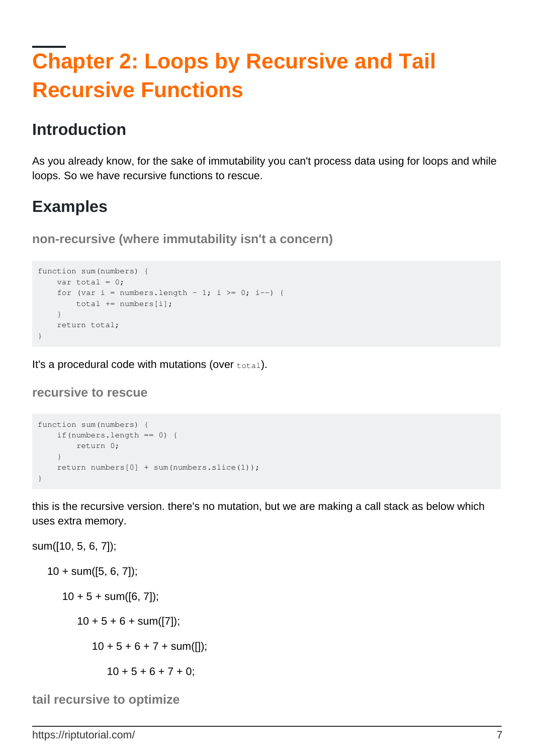# Chapter 2: Loops by Recursive and Tail Recursive Functions

## Introduction

As you already know, for the sake of immutability you can't process data using for loops and while loops. So we have recursive functions to rescue.

## Examples

### non-recursive (where immutability isn't a concern)

```
function sum(numbers) {
    var total = 0;
    for (var i = numbers.length - 1; i >= 0; i--) {
        total += numbers[i];
    }
    return total;
}
```

It's a procedural code with mutations (over `total`).

### recursive to rescue

```
function sum(numbers) {
    if(numbers.length == 0) {
        return 0;
    }
    return numbers[0] + sum(numbers.slice(1));
}
```

this is the recursive version. there's no mutation, but we are making a call stack as below which uses extra memory.

sum([10, 5, 6, 7]);

    10 + sum([5, 6, 7]);

        10 + 5 + sum([6, 7]);

            10 + 5 + 6 + sum([7]);

                10 + 5 + 6 + 7 + sum([]);

                    10 + 5 + 6 + 7 + 0;

### tail recursive to optimize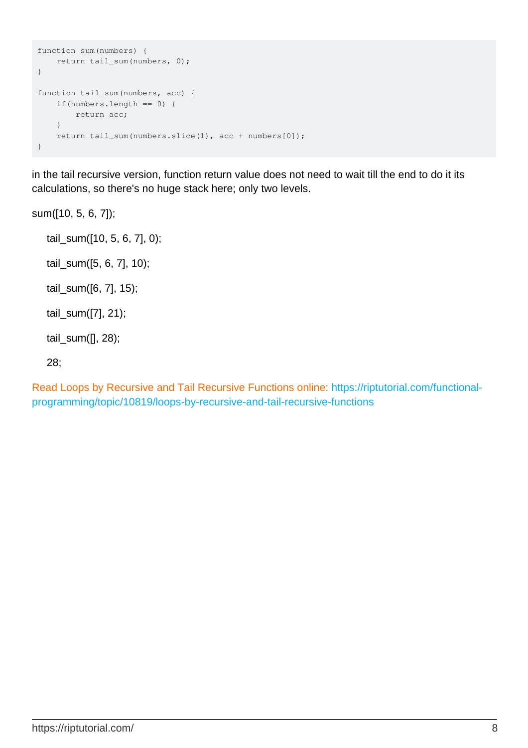```
function sum(numbers) {
    return tail_sum(numbers, 0);
}

function tail_sum(numbers, acc) {
    if(numbers.length == 0) {
        return acc;
    }
    return tail_sum(numbers.slice(1), acc + numbers[0]);
}
```

in the tail recursive version, function return value does not need to wait till the end to do it its calculations, so there's no huge stack here; only two levels.

sum([10, 5, 6, 7]);

tail_sum([10, 5, 6, 7], 0);

tail_sum([5, 6, 7], 10);

tail_sum([6, 7], 15);

tail_sum([7], 21);

tail_sum([], 28);

28;

Read Loops by Recursive and Tail Recursive Functions online: https://riptutorial.com/functional-programming/topic/10819/loops-by-recursive-and-tail-recursive-functions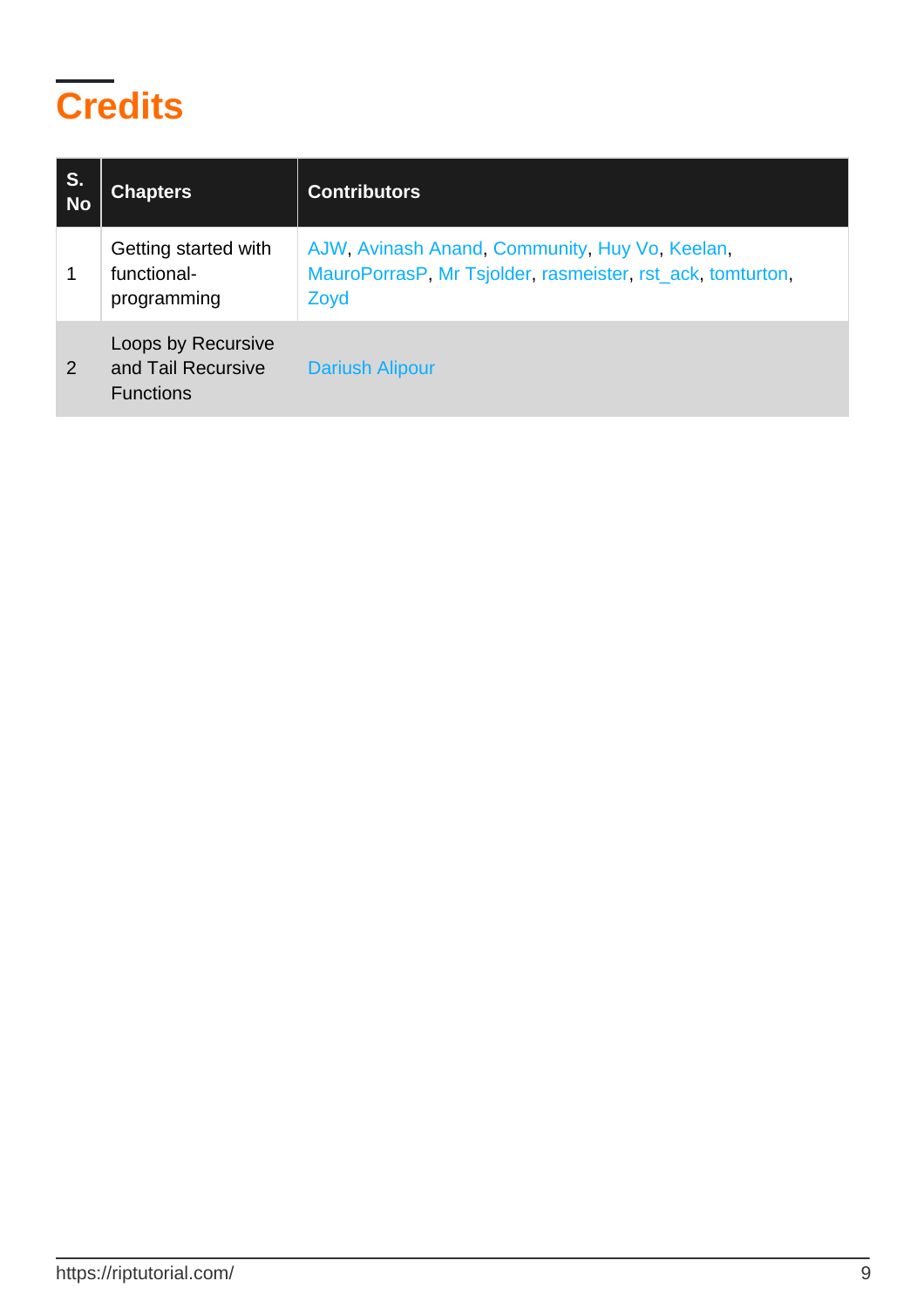# Credits

| S. No | Chapters | Contributors |
| --- | --- | --- |
| 1 | Getting started with functional-programming | AJW, Avinash Anand, Community, Huy Vo, Keelan, MauroPorrasP, Mr Tsjolder, rasmeister, rst_ack, tomturton, Zoyd |
| 2 | Loops by Recursive and Tail Recursive Functions | Dariush Alipour |